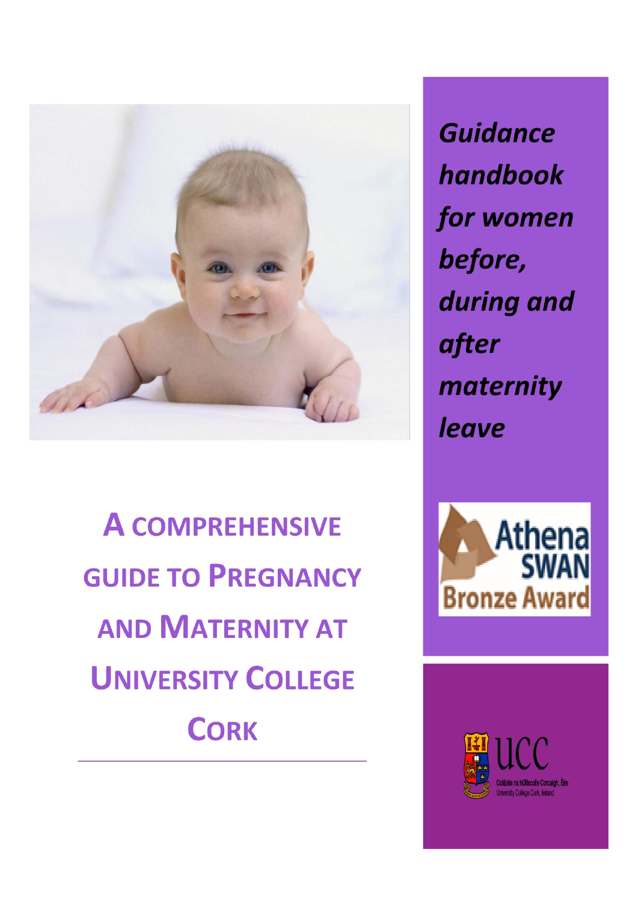*Guidance handbook for women before, during and after maternity leave*

# A comprehensive guide to Pregnancy and Maternity at University College Cork

Athena SWAN Bronze Award

UCC

Coláiste na hOllscoile Corcaigh, Éire
University College Cork, Ireland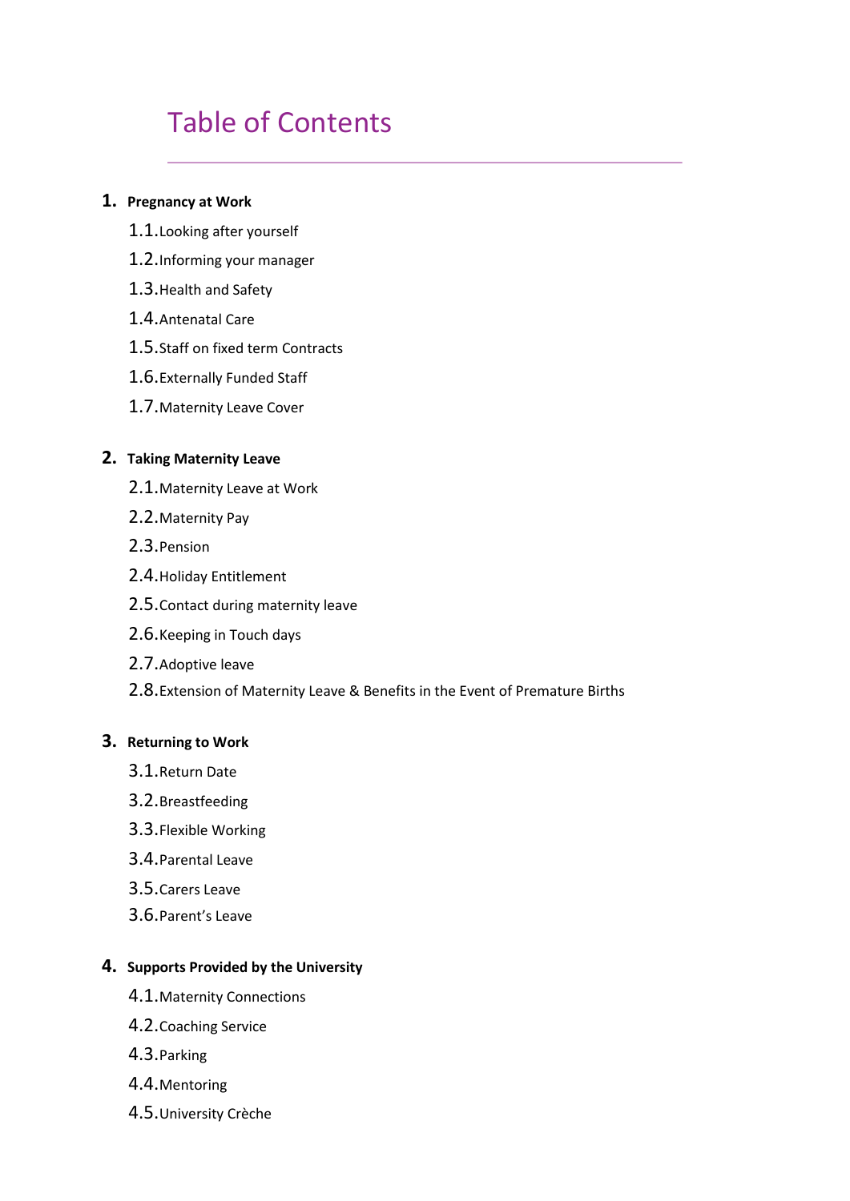# Table of Contents

1. **Pregnancy at Work**
    - 1.1. Looking after yourself
    - 1.2. Informing your manager
    - 1.3. Health and Safety
    - 1.4. Antenatal Care
    - 1.5. Staff on fixed term Contracts
    - 1.6. Externally Funded Staff
    - 1.7. Maternity Leave Cover

2. **Taking Maternity Leave**
    - 2.1. Maternity Leave at Work
    - 2.2. Maternity Pay
    - 2.3. Pension
    - 2.4. Holiday Entitlement
    - 2.5. Contact during maternity leave
    - 2.6. Keeping in Touch days
    - 2.7. Adoptive leave
    - 2.8. Extension of Maternity Leave & Benefits in the Event of Premature Births

3. **Returning to Work**
    - 3.1. Return Date
    - 3.2. Breastfeeding
    - 3.3. Flexible Working
    - 3.4. Parental Leave
    - 3.5. Carers Leave
    - 3.6. Parent's Leave

4. **Supports Provided by the University**
    - 4.1. Maternity Connections
    - 4.2. Coaching Service
    - 4.3. Parking
    - 4.4. Mentoring
    - 4.5. University Crèche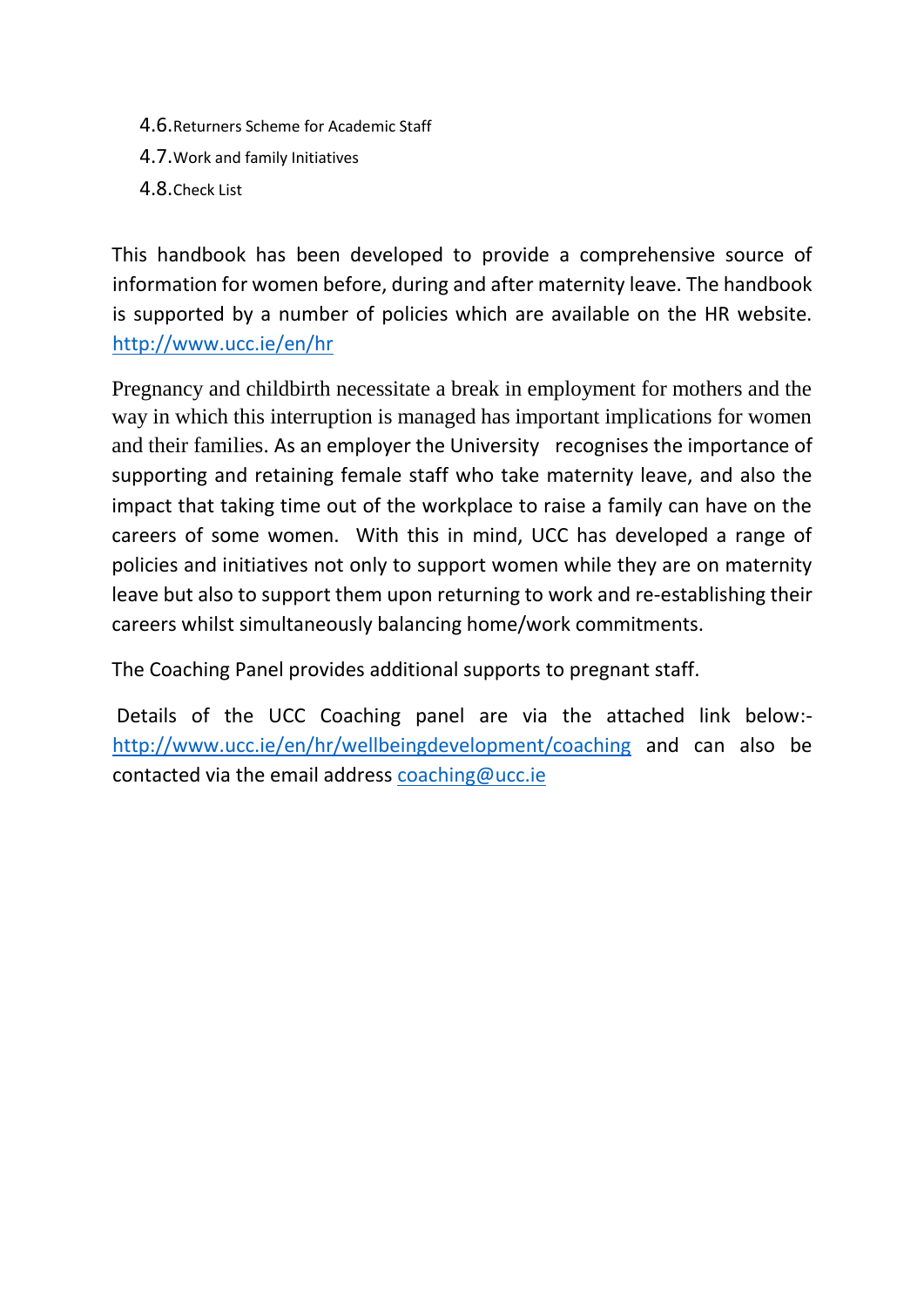4.6. Returners Scheme for Academic Staff
4.7. Work and family Initiatives
4.8. Check List

This handbook has been developed to provide a comprehensive source of information for women before, during and after maternity leave. The handbook is supported by a number of policies which are available on the HR website. http://www.ucc.ie/en/hr

Pregnancy and childbirth necessitate a break in employment for mothers and the way in which this interruption is managed has important implications for women and their families. As an employer the University recognises the importance of supporting and retaining female staff who take maternity leave, and also the impact that taking time out of the workplace to raise a family can have on the careers of some women. With this in mind, UCC has developed a range of policies and initiatives not only to support women while they are on maternity leave but also to support them upon returning to work and re-establishing their careers whilst simultaneously balancing home/work commitments.

The Coaching Panel provides additional supports to pregnant staff.

Details of the UCC Coaching panel are via the attached link below:- http://www.ucc.ie/en/hr/wellbeingdevelopment/coaching and can also be contacted via the email address coaching@ucc.ie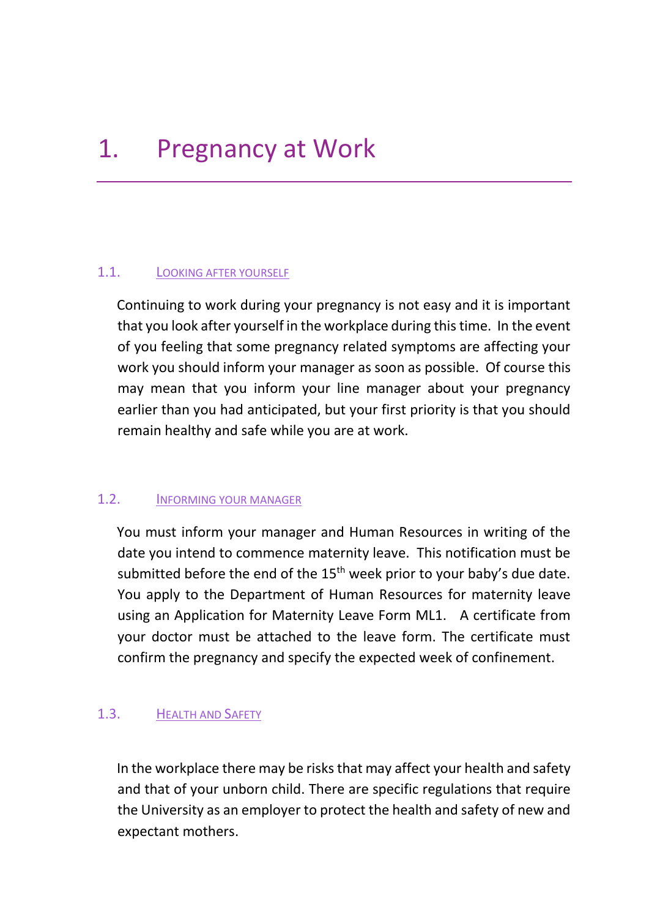# 1. Pregnancy at Work

## 1.1. Looking after yourself

Continuing to work during your pregnancy is not easy and it is important that you look after yourself in the workplace during this time. In the event of you feeling that some pregnancy related symptoms are affecting your work you should inform your manager as soon as possible. Of course this may mean that you inform your line manager about your pregnancy earlier than you had anticipated, but your first priority is that you should remain healthy and safe while you are at work.

## 1.2. Informing your manager

You must inform your manager and Human Resources in writing of the date you intend to commence maternity leave. This notification must be submitted before the end of the 15th week prior to your baby's due date. You apply to the Department of Human Resources for maternity leave using an Application for Maternity Leave Form ML1. A certificate from your doctor must be attached to the leave form. The certificate must confirm the pregnancy and specify the expected week of confinement.

## 1.3. Health and Safety

In the workplace there may be risks that may affect your health and safety and that of your unborn child. There are specific regulations that require the University as an employer to protect the health and safety of new and expectant mothers.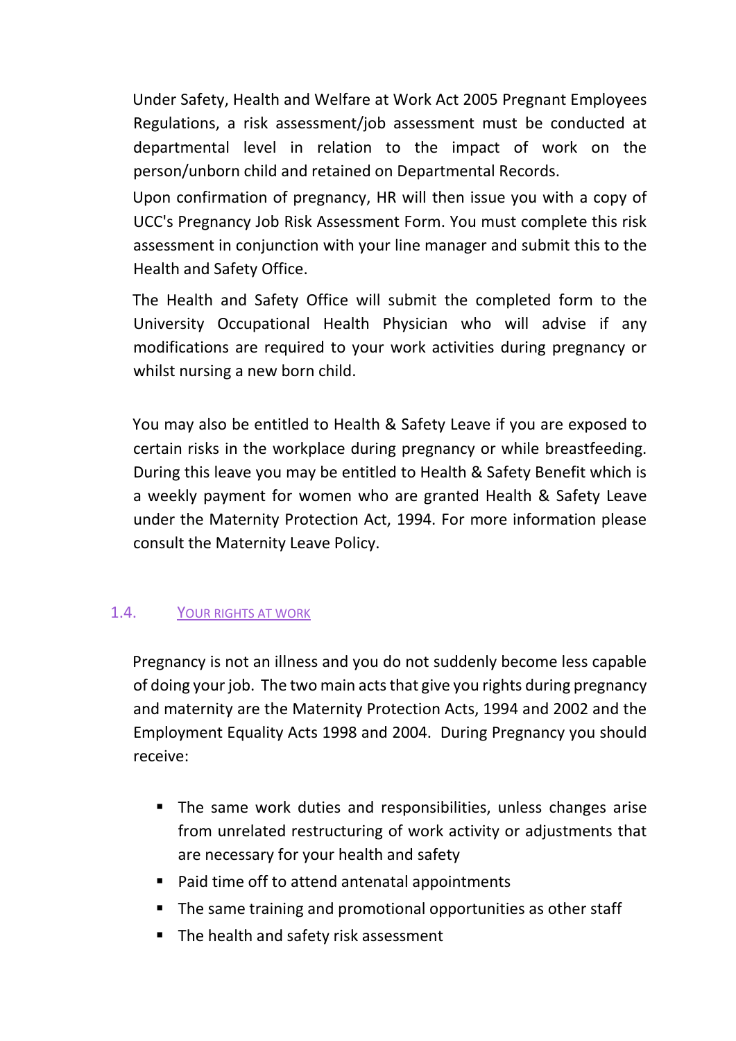Under Safety, Health and Welfare at Work Act 2005 Pregnant Employees Regulations, a risk assessment/job assessment must be conducted at departmental level in relation to the impact of work on the person/unborn child and retained on Departmental Records.

Upon confirmation of pregnancy, HR will then issue you with a copy of UCC's Pregnancy Job Risk Assessment Form. You must complete this risk assessment in conjunction with your line manager and submit this to the Health and Safety Office.

The Health and Safety Office will submit the completed form to the University Occupational Health Physician who will advise if any modifications are required to your work activities during pregnancy or whilst nursing a new born child.

You may also be entitled to Health & Safety Leave if you are exposed to certain risks in the workplace during pregnancy or while breastfeeding. During this leave you may be entitled to Health & Safety Benefit which is a weekly payment for women who are granted Health & Safety Leave under the Maternity Protection Act, 1994. For more information please consult the Maternity Leave Policy.

### 1.4. YOUR RIGHTS AT WORK

Pregnancy is not an illness and you do not suddenly become less capable of doing your job. The two main acts that give you rights during pregnancy and maternity are the Maternity Protection Acts, 1994 and 2002 and the Employment Equality Acts 1998 and 2004. During Pregnancy you should receive:

- The same work duties and responsibilities, unless changes arise from unrelated restructuring of work activity or adjustments that are necessary for your health and safety
- Paid time off to attend antenatal appointments
- The same training and promotional opportunities as other staff
- The health and safety risk assessment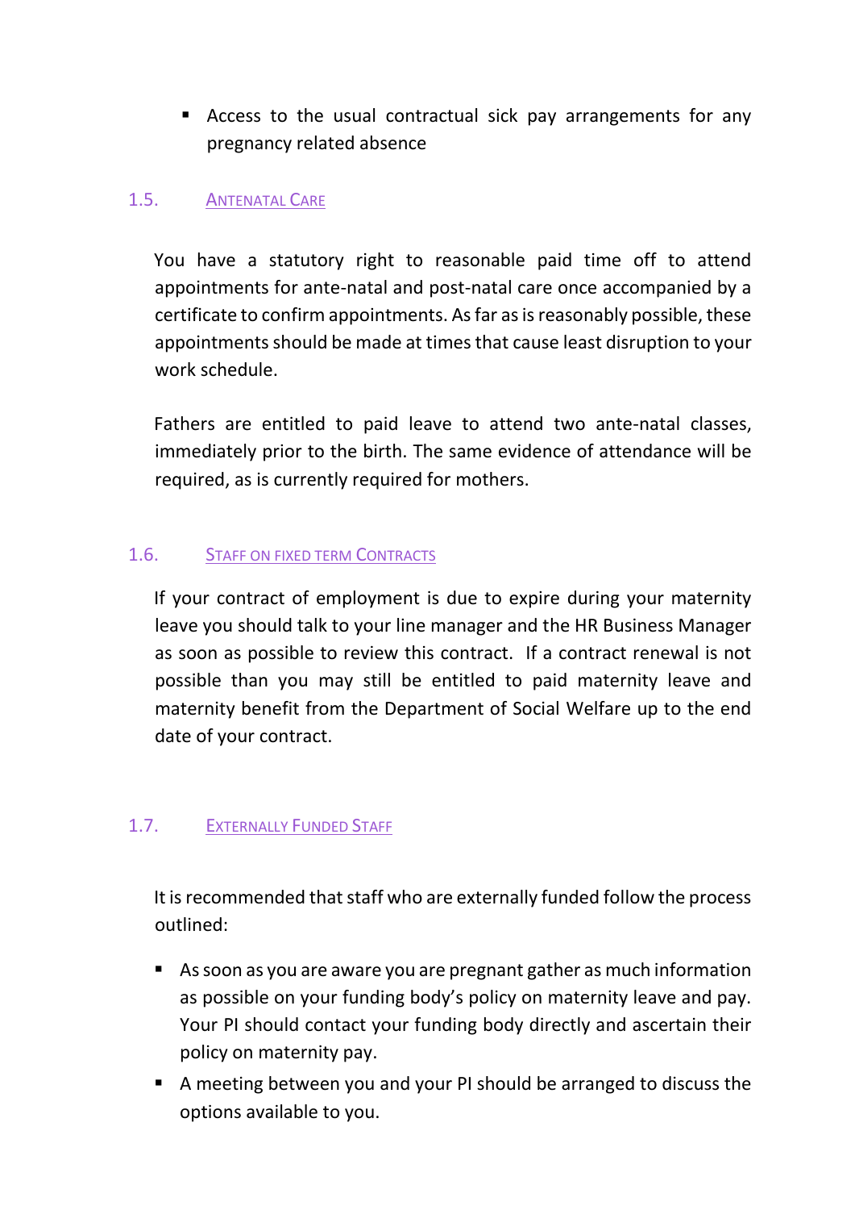- Access to the usual contractual sick pay arrangements for any pregnancy related absence

## 1.5. Antenatal Care

You have a statutory right to reasonable paid time off to attend appointments for ante-natal and post-natal care once accompanied by a certificate to confirm appointments. As far as is reasonably possible, these appointments should be made at times that cause least disruption to your work schedule.

Fathers are entitled to paid leave to attend two ante-natal classes, immediately prior to the birth. The same evidence of attendance will be required, as is currently required for mothers.

## 1.6. Staff on fixed term Contracts

If your contract of employment is due to expire during your maternity leave you should talk to your line manager and the HR Business Manager as soon as possible to review this contract. If a contract renewal is not possible than you may still be entitled to paid maternity leave and maternity benefit from the Department of Social Welfare up to the end date of your contract.

## 1.7. Externally Funded Staff

It is recommended that staff who are externally funded follow the process outlined:

- As soon as you are aware you are pregnant gather as much information as possible on your funding body's policy on maternity leave and pay. Your PI should contact your funding body directly and ascertain their policy on maternity pay.
- A meeting between you and your PI should be arranged to discuss the options available to you.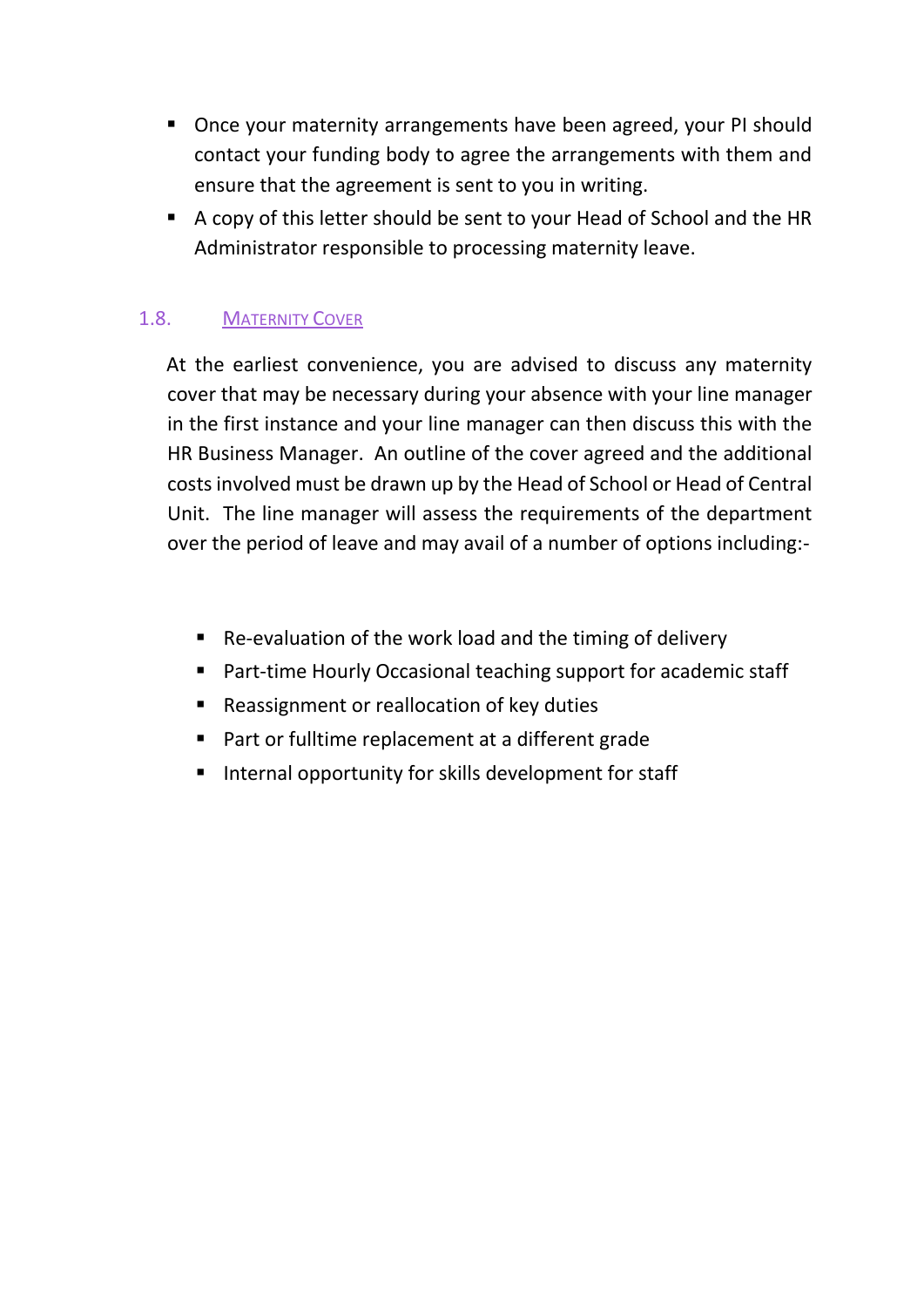- Once your maternity arrangements have been agreed, your PI should contact your funding body to agree the arrangements with them and ensure that the agreement is sent to you in writing.
- A copy of this letter should be sent to your Head of School and the HR Administrator responsible to processing maternity leave.

## 1.8. Maternity Cover

At the earliest convenience, you are advised to discuss any maternity cover that may be necessary during your absence with your line manager in the first instance and your line manager can then discuss this with the HR Business Manager. An outline of the cover agreed and the additional costs involved must be drawn up by the Head of School or Head of Central Unit. The line manager will assess the requirements of the department over the period of leave and may avail of a number of options including:-

- Re-evaluation of the work load and the timing of delivery
- Part-time Hourly Occasional teaching support for academic staff
- Reassignment or reallocation of key duties
- Part or fulltime replacement at a different grade
- Internal opportunity for skills development for staff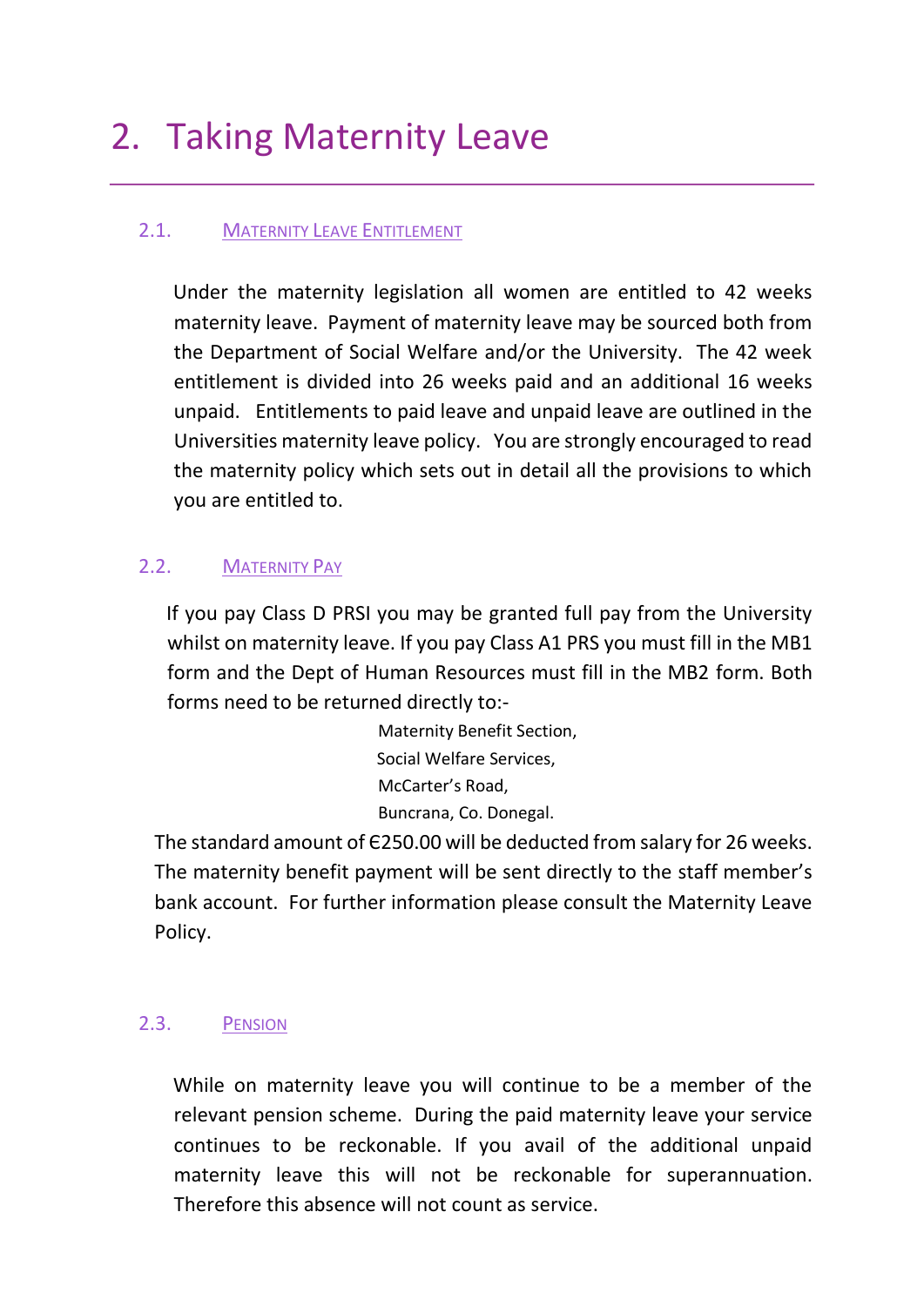# 2. Taking Maternity Leave

## 2.1. Maternity Leave Entitlement

Under the maternity legislation all women are entitled to 42 weeks maternity leave. Payment of maternity leave may be sourced both from the Department of Social Welfare and/or the University. The 42 week entitlement is divided into 26 weeks paid and an additional 16 weeks unpaid. Entitlements to paid leave and unpaid leave are outlined in the Universities maternity leave policy. You are strongly encouraged to read the maternity policy which sets out in detail all the provisions to which you are entitled to.

## 2.2. Maternity Pay

If you pay Class D PRSI you may be granted full pay from the University whilst on maternity leave. If you pay Class A1 PRS you must fill in the MB1 form and the Dept of Human Resources must fill in the MB2 form. Both forms need to be returned directly to:-

Maternity Benefit Section,
Social Welfare Services,
McCarter's Road,
Buncrana, Co. Donegal.

The standard amount of €250.00 will be deducted from salary for 26 weeks. The maternity benefit payment will be sent directly to the staff member's bank account. For further information please consult the Maternity Leave Policy.

## 2.3. Pension

While on maternity leave you will continue to be a member of the relevant pension scheme. During the paid maternity leave your service continues to be reckonable. If you avail of the additional unpaid maternity leave this will not be reckonable for superannuation. Therefore this absence will not count as service.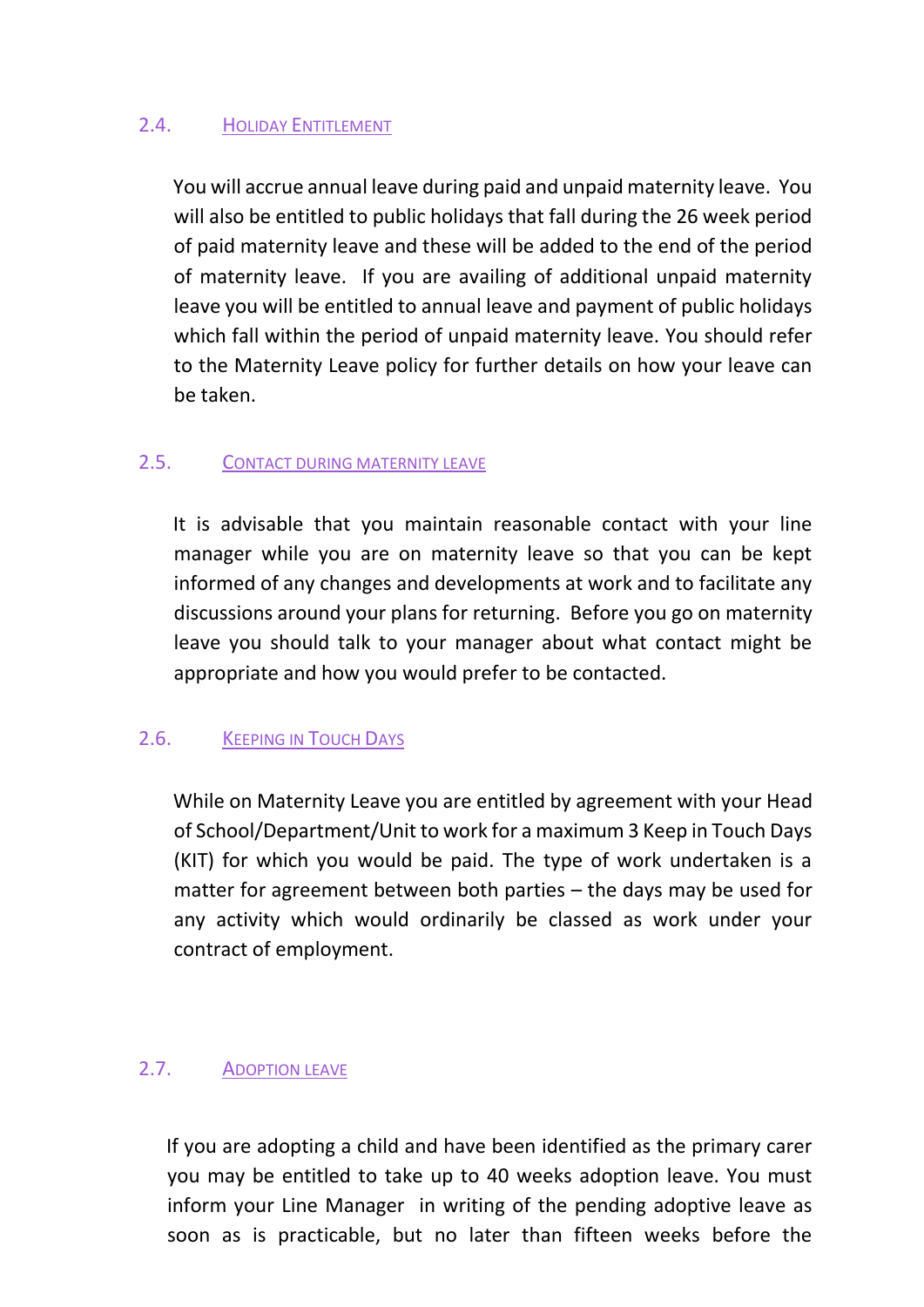### 2.4. Holiday Entitlement

You will accrue annual leave during paid and unpaid maternity leave. You will also be entitled to public holidays that fall during the 26 week period of paid maternity leave and these will be added to the end of the period of maternity leave. If you are availing of additional unpaid maternity leave you will be entitled to annual leave and payment of public holidays which fall within the period of unpaid maternity leave. You should refer to the Maternity Leave policy for further details on how your leave can be taken.

### 2.5. Contact during maternity leave

It is advisable that you maintain reasonable contact with your line manager while you are on maternity leave so that you can be kept informed of any changes and developments at work and to facilitate any discussions around your plans for returning. Before you go on maternity leave you should talk to your manager about what contact might be appropriate and how you would prefer to be contacted.

### 2.6. Keeping in Touch Days

While on Maternity Leave you are entitled by agreement with your Head of School/Department/Unit to work for a maximum 3 Keep in Touch Days (KIT) for which you would be paid. The type of work undertaken is a matter for agreement between both parties – the days may be used for any activity which would ordinarily be classed as work under your contract of employment.

### 2.7. Adoption leave

If you are adopting a child and have been identified as the primary carer you may be entitled to take up to 40 weeks adoption leave. You must inform your Line Manager in writing of the pending adoptive leave as soon as is practicable, but no later than fifteen weeks before the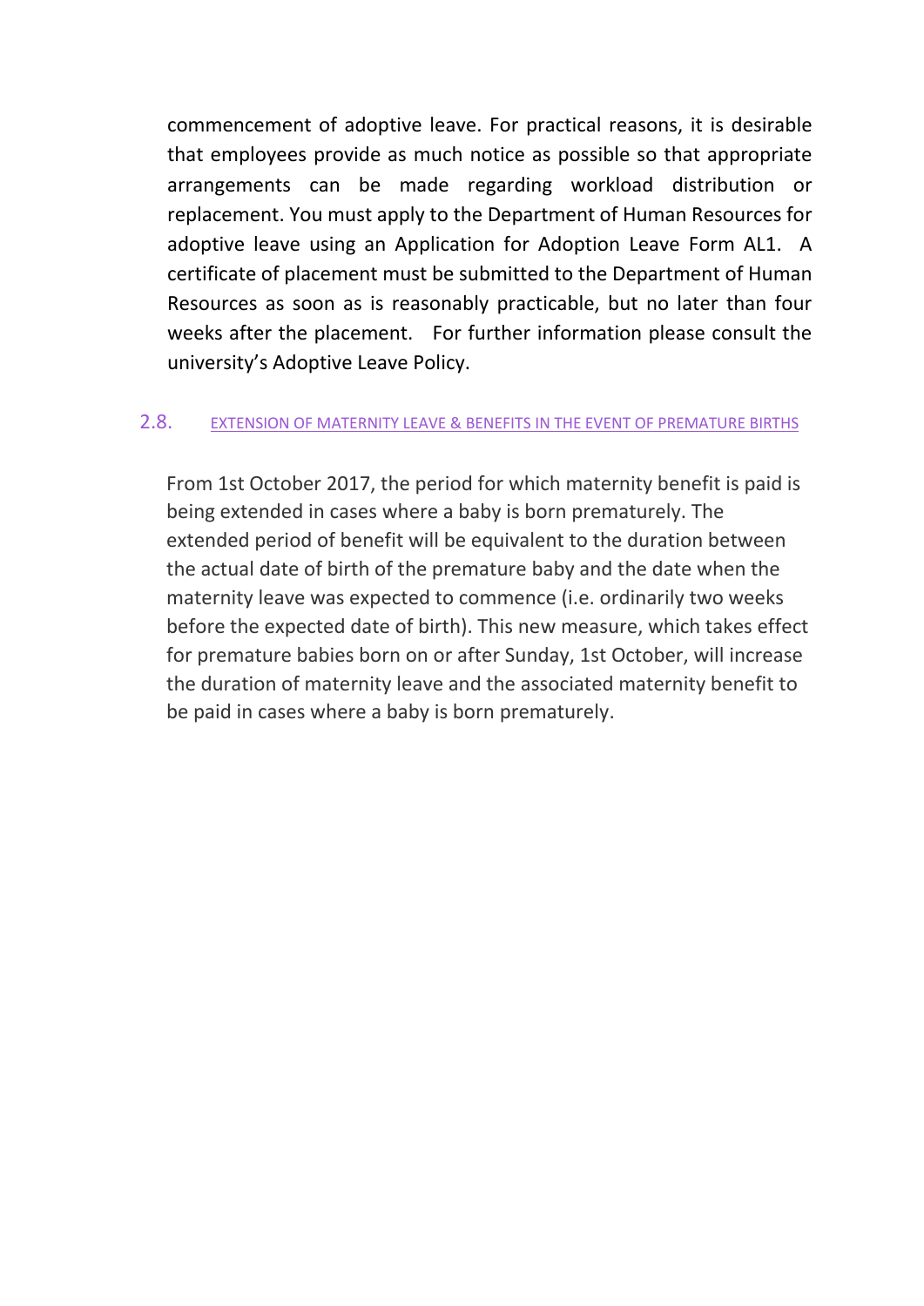commencement of adoptive leave. For practical reasons, it is desirable that employees provide as much notice as possible so that appropriate arrangements can be made regarding workload distribution or replacement. You must apply to the Department of Human Resources for adoptive leave using an Application for Adoption Leave Form AL1. A certificate of placement must be submitted to the Department of Human Resources as soon as is reasonably practicable, but no later than four weeks after the placement. For further information please consult the university's Adoptive Leave Policy.

## 2.8. EXTENSION OF MATERNITY LEAVE & BENEFITS IN THE EVENT OF PREMATURE BIRTHS

From 1st October 2017, the period for which maternity benefit is paid is being extended in cases where a baby is born prematurely. The extended period of benefit will be equivalent to the duration between the actual date of birth of the premature baby and the date when the maternity leave was expected to commence (i.e. ordinarily two weeks before the expected date of birth). This new measure, which takes effect for premature babies born on or after Sunday, 1st October, will increase the duration of maternity leave and the associated maternity benefit to be paid in cases where a baby is born prematurely.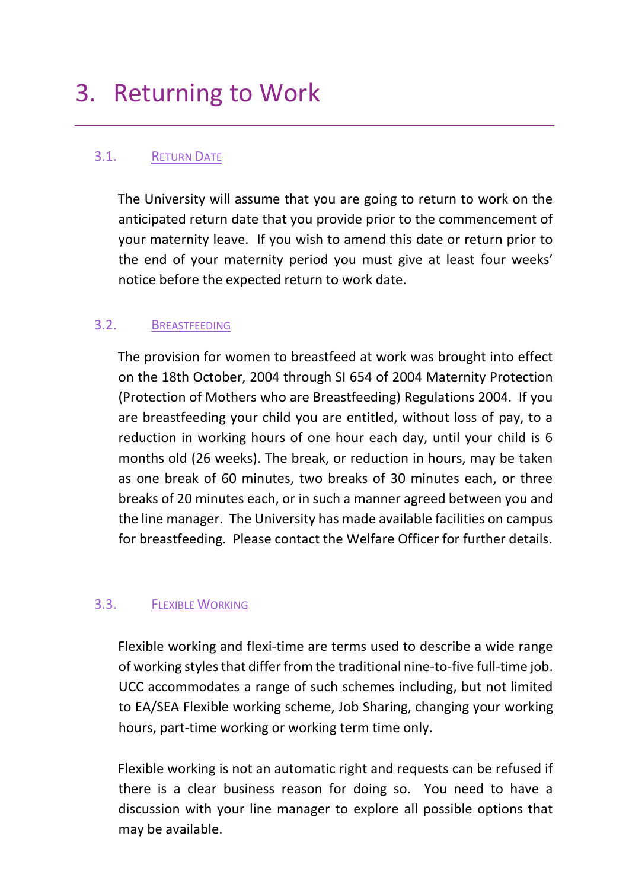# 3. Returning to Work

## 3.1. Return Date

The University will assume that you are going to return to work on the anticipated return date that you provide prior to the commencement of your maternity leave. If you wish to amend this date or return prior to the end of your maternity period you must give at least four weeks' notice before the expected return to work date.

## 3.2. Breastfeeding

The provision for women to breastfeed at work was brought into effect on the 18th October, 2004 through SI 654 of 2004 Maternity Protection (Protection of Mothers who are Breastfeeding) Regulations 2004. If you are breastfeeding your child you are entitled, without loss of pay, to a reduction in working hours of one hour each day, until your child is 6 months old (26 weeks). The break, or reduction in hours, may be taken as one break of 60 minutes, two breaks of 30 minutes each, or three breaks of 20 minutes each, or in such a manner agreed between you and the line manager. The University has made available facilities on campus for breastfeeding. Please contact the Welfare Officer for further details.

## 3.3. Flexible Working

Flexible working and flexi-time are terms used to describe a wide range of working styles that differ from the traditional nine-to-five full-time job. UCC accommodates a range of such schemes including, but not limited to EA/SEA Flexible working scheme, Job Sharing, changing your working hours, part-time working or working term time only.

Flexible working is not an automatic right and requests can be refused if there is a clear business reason for doing so. You need to have a discussion with your line manager to explore all possible options that may be available.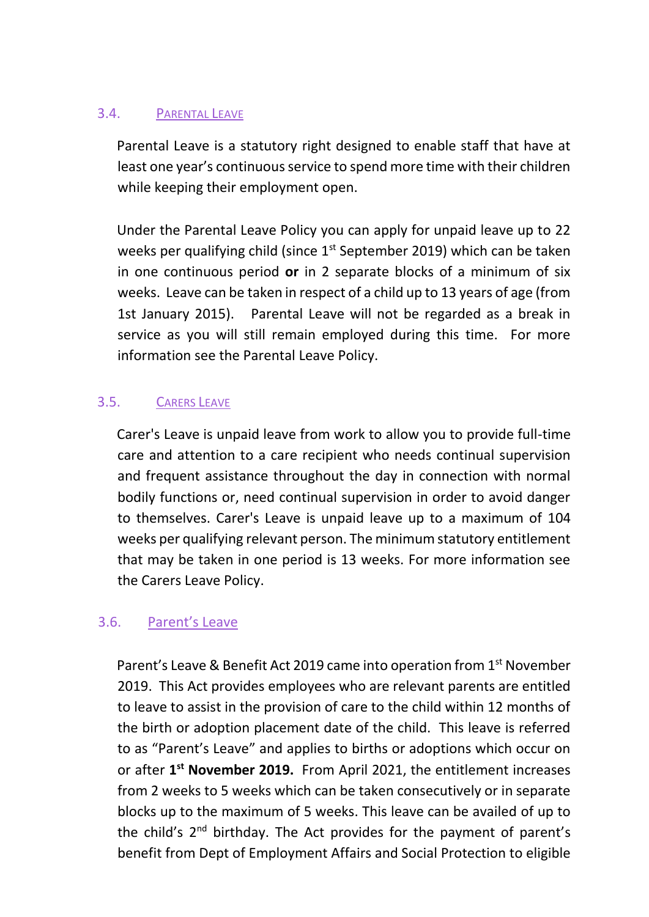### 3.4. Parental Leave

Parental Leave is a statutory right designed to enable staff that have at least one year's continuous service to spend more time with their children while keeping their employment open.

Under the Parental Leave Policy you can apply for unpaid leave up to 22 weeks per qualifying child (since 1st September 2019) which can be taken in one continuous period **or** in 2 separate blocks of a minimum of six weeks. Leave can be taken in respect of a child up to 13 years of age (from 1st January 2015). Parental Leave will not be regarded as a break in service as you will still remain employed during this time. For more information see the Parental Leave Policy.

### 3.5. Carers Leave

Carer's Leave is unpaid leave from work to allow you to provide full-time care and attention to a care recipient who needs continual supervision and frequent assistance throughout the day in connection with normal bodily functions or, need continual supervision in order to avoid danger to themselves. Carer's Leave is unpaid leave up to a maximum of 104 weeks per qualifying relevant person. The minimum statutory entitlement that may be taken in one period is 13 weeks. For more information see the Carers Leave Policy.

### 3.6. Parent's Leave

Parent's Leave & Benefit Act 2019 came into operation from 1st November 2019. This Act provides employees who are relevant parents are entitled to leave to assist in the provision of care to the child within 12 months of the birth or adoption placement date of the child. This leave is referred to as "Parent's Leave" and applies to births or adoptions which occur on or after **1st November 2019.** From April 2021, the entitlement increases from 2 weeks to 5 weeks which can be taken consecutively or in separate blocks up to the maximum of 5 weeks. This leave can be availed of up to the child's 2nd birthday. The Act provides for the payment of parent's benefit from Dept of Employment Affairs and Social Protection to eligible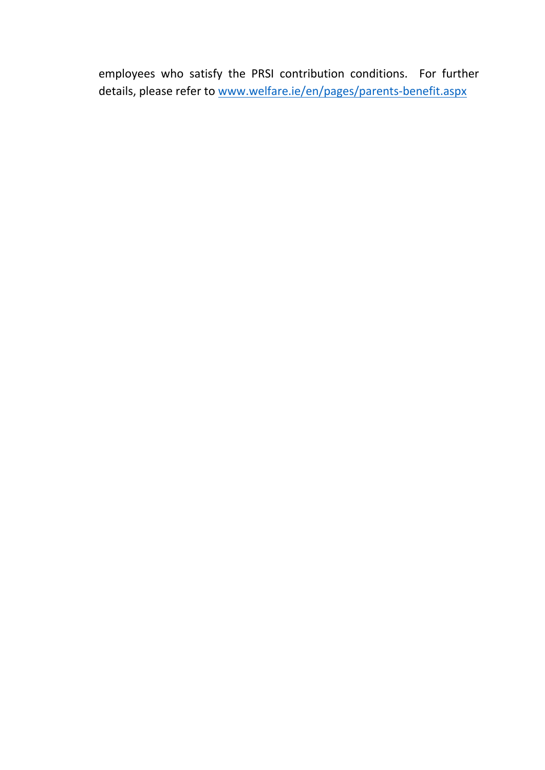employees who satisfy the PRSI contribution conditions. For further details, please refer to [www.welfare.ie/en/pages/parents-benefit.aspx](http://www.welfare.ie/en/pages/parents-benefit.aspx)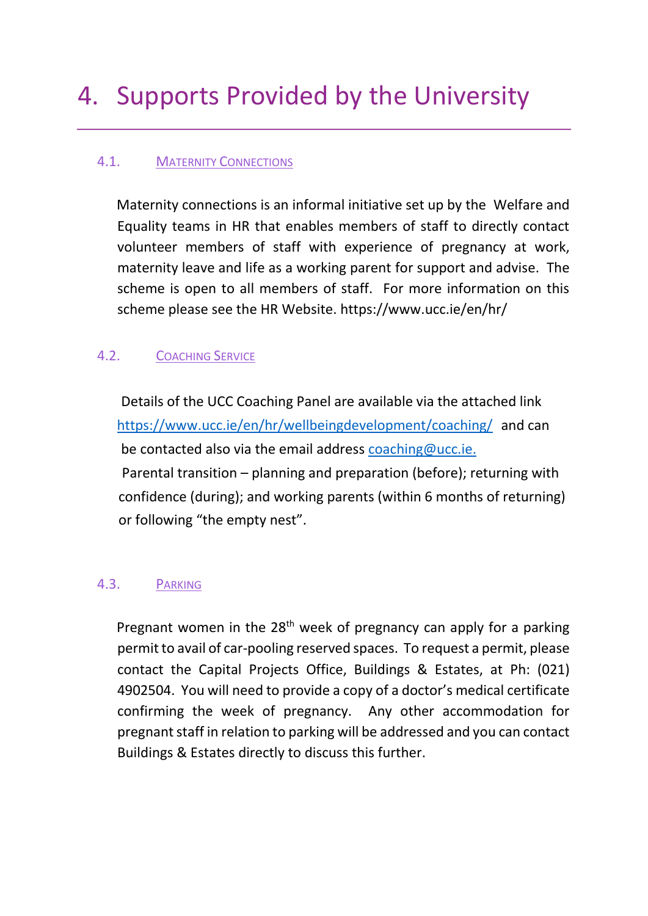# 4. Supports Provided by the University

### 4.1. Maternity Connections

Maternity connections is an informal initiative set up by the Welfare and Equality teams in HR that enables members of staff to directly contact volunteer members of staff with experience of pregnancy at work, maternity leave and life as a working parent for support and advise. The scheme is open to all members of staff. For more information on this scheme please see the HR Website. https://www.ucc.ie/en/hr/

### 4.2. Coaching Service

Details of the UCC Coaching Panel are available via the attached link https://www.ucc.ie/en/hr/wellbeingdevelopment/coaching/ and can be contacted also via the email address coaching@ucc.ie.

Parental transition – planning and preparation (before); returning with confidence (during); and working parents (within 6 months of returning) or following "the empty nest".

### 4.3. Parking

Pregnant women in the 28th week of pregnancy can apply for a parking permit to avail of car-pooling reserved spaces. To request a permit, please contact the Capital Projects Office, Buildings & Estates, at Ph: (021) 4902504. You will need to provide a copy of a doctor's medical certificate confirming the week of pregnancy. Any other accommodation for pregnant staff in relation to parking will be addressed and you can contact Buildings & Estates directly to discuss this further.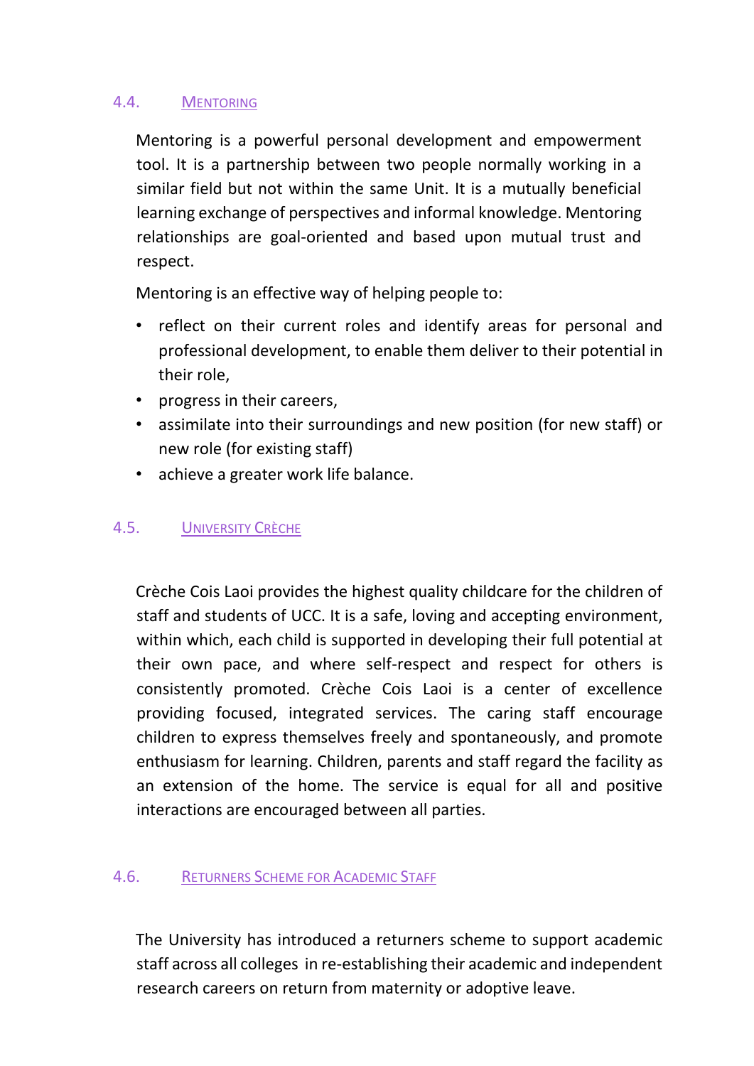### 4.4. Mentoring

Mentoring is a powerful personal development and empowerment tool. It is a partnership between two people normally working in a similar field but not within the same Unit. It is a mutually beneficial learning exchange of perspectives and informal knowledge. Mentoring relationships are goal-oriented and based upon mutual trust and respect.

Mentoring is an effective way of helping people to:

- reflect on their current roles and identify areas for personal and professional development, to enable them deliver to their potential in their role,
- progress in their careers,
- assimilate into their surroundings and new position (for new staff) or new role (for existing staff)
- achieve a greater work life balance.

### 4.5. University Crèche

Crèche Cois Laoi provides the highest quality childcare for the children of staff and students of UCC. It is a safe, loving and accepting environment, within which, each child is supported in developing their full potential at their own pace, and where self-respect and respect for others is consistently promoted. Crèche Cois Laoi is a center of excellence providing focused, integrated services. The caring staff encourage children to express themselves freely and spontaneously, and promote enthusiasm for learning. Children, parents and staff regard the facility as an extension of the home. The service is equal for all and positive interactions are encouraged between all parties.

### 4.6. Returners Scheme for Academic Staff

The University has introduced a returners scheme to support academic staff across all colleges in re-establishing their academic and independent research careers on return from maternity or adoptive leave.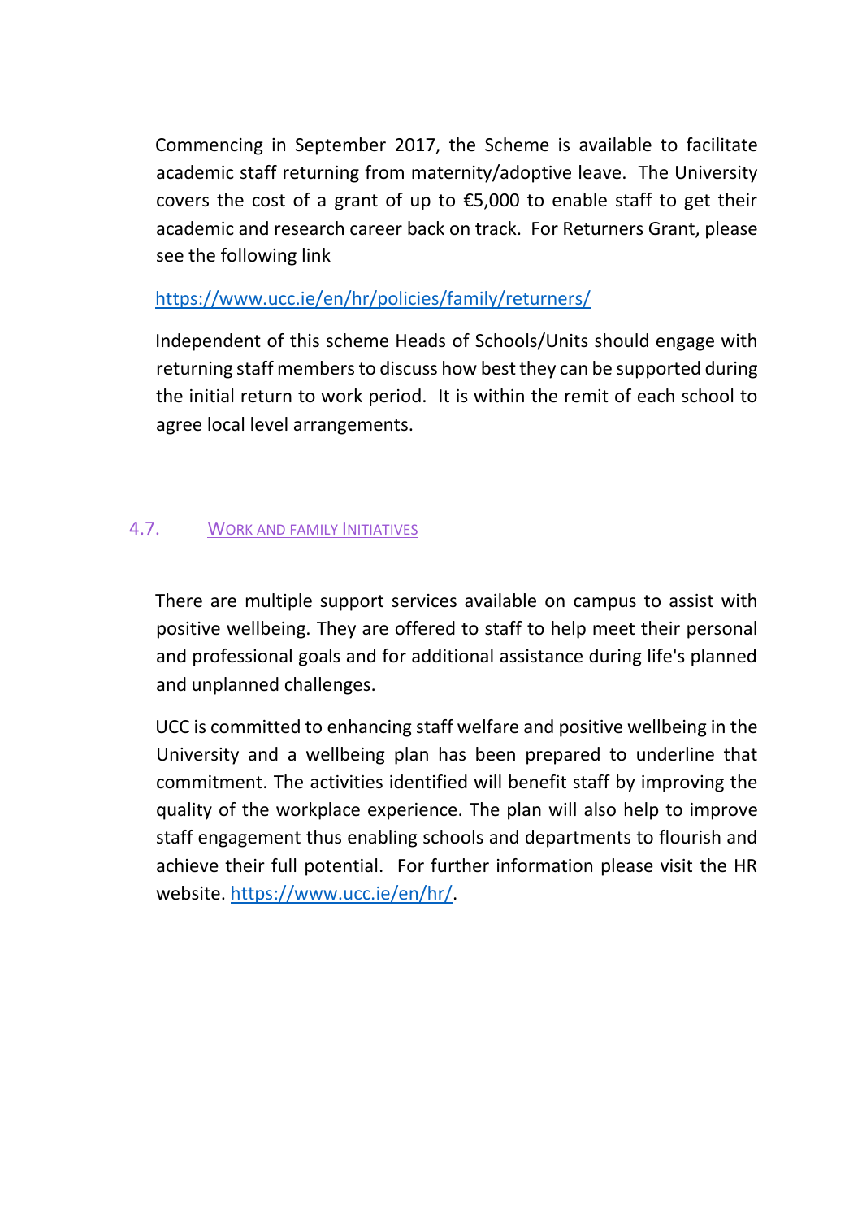Commencing in September 2017, the Scheme is available to facilitate academic staff returning from maternity/adoptive leave. The University covers the cost of a grant of up to €5,000 to enable staff to get their academic and research career back on track. For Returners Grant, please see the following link

https://www.ucc.ie/en/hr/policies/family/returners/

Independent of this scheme Heads of Schools/Units should engage with returning staff members to discuss how best they can be supported during the initial return to work period. It is within the remit of each school to agree local level arrangements.

### 4.7. Work and Family Initiatives

There are multiple support services available on campus to assist with positive wellbeing. They are offered to staff to help meet their personal and professional goals and for additional assistance during life's planned and unplanned challenges.

UCC is committed to enhancing staff welfare and positive wellbeing in the University and a wellbeing plan has been prepared to underline that commitment. The activities identified will benefit staff by improving the quality of the workplace experience. The plan will also help to improve staff engagement thus enabling schools and departments to flourish and achieve their full potential. For further information please visit the HR website. https://www.ucc.ie/en/hr/.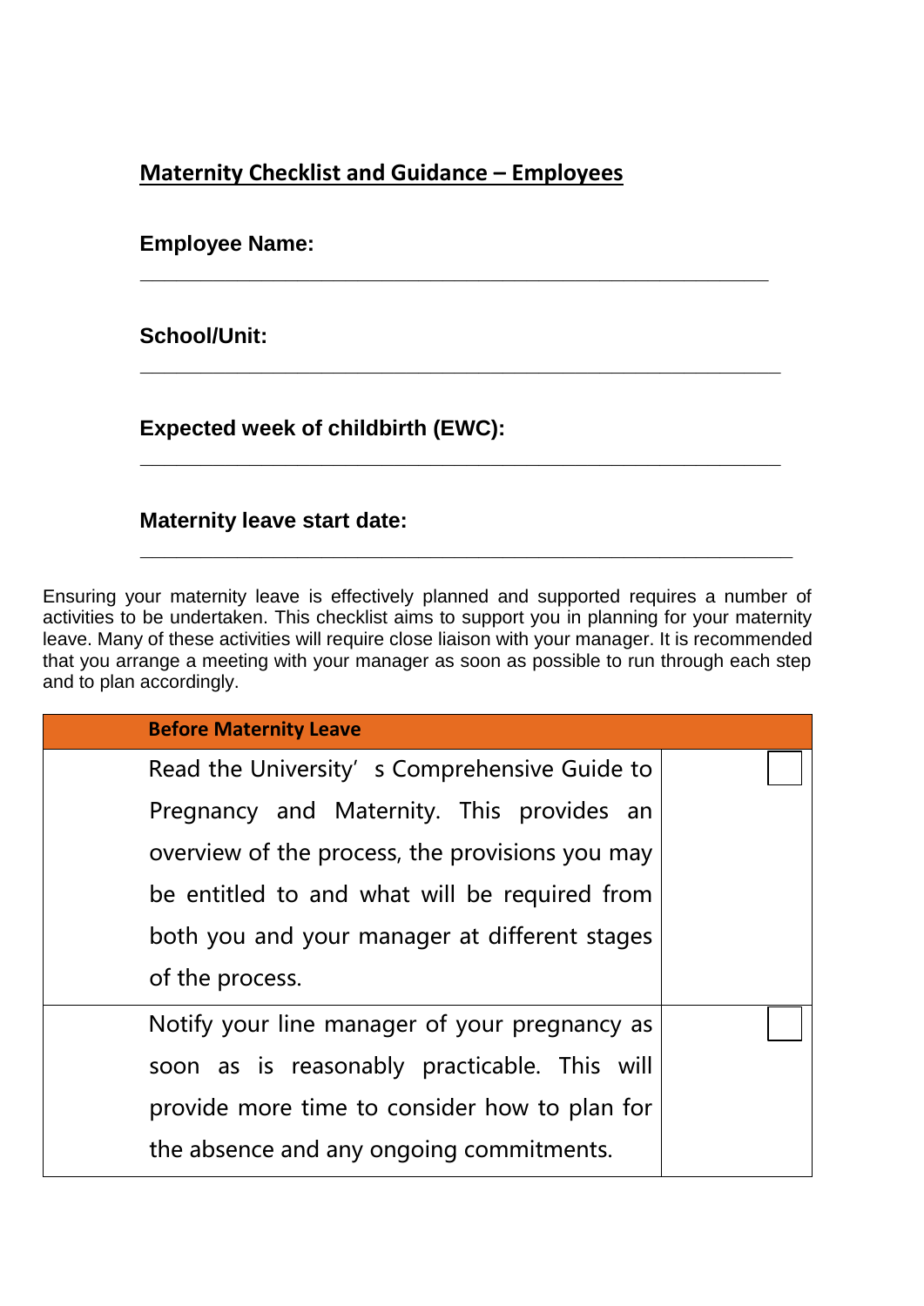## Maternity Checklist and Guidance – Employees

**Employee Name:**

\_\_\_\_\_\_\_\_\_\_\_\_\_\_\_\_\_\_\_\_\_\_\_\_\_\_\_\_\_\_\_\_\_\_\_\_\_\_\_\_\_\_\_\_\_\_\_\_\_\_\_\_

**School/Unit:**

\_\_\_\_\_\_\_\_\_\_\_\_\_\_\_\_\_\_\_\_\_\_\_\_\_\_\_\_\_\_\_\_\_\_\_\_\_\_\_\_\_\_\_\_\_\_\_\_\_\_\_\_

**Expected week of childbirth (EWC):**

\_\_\_\_\_\_\_\_\_\_\_\_\_\_\_\_\_\_\_\_\_\_\_\_\_\_\_\_\_\_\_\_\_\_\_\_\_\_\_\_\_\_\_\_\_\_\_\_\_\_\_\_

**Maternity leave start date:**

\_\_\_\_\_\_\_\_\_\_\_\_\_\_\_\_\_\_\_\_\_\_\_\_\_\_\_\_\_\_\_\_\_\_\_\_\_\_\_\_\_\_\_\_\_\_\_\_\_\_\_\_

Ensuring your maternity leave is effectively planned and supported requires a number of activities to be undertaken. This checklist aims to support you in planning for your maternity leave. Many of these activities will require close liaison with your manager. It is recommended that you arrange a meeting with your manager as soon as possible to run through each step and to plan accordingly.

| **Before Maternity Leave** | |
|---|---|
| Read the University's Comprehensive Guide to Pregnancy and Maternity. This provides an overview of the process, the provisions you may be entitled to and what will be required from both you and your manager at different stages of the process. | ☐ |
| Notify your line manager of your pregnancy as soon as is reasonably practicable. This will provide more time to consider how to plan for the absence and any ongoing commitments. | ☐ |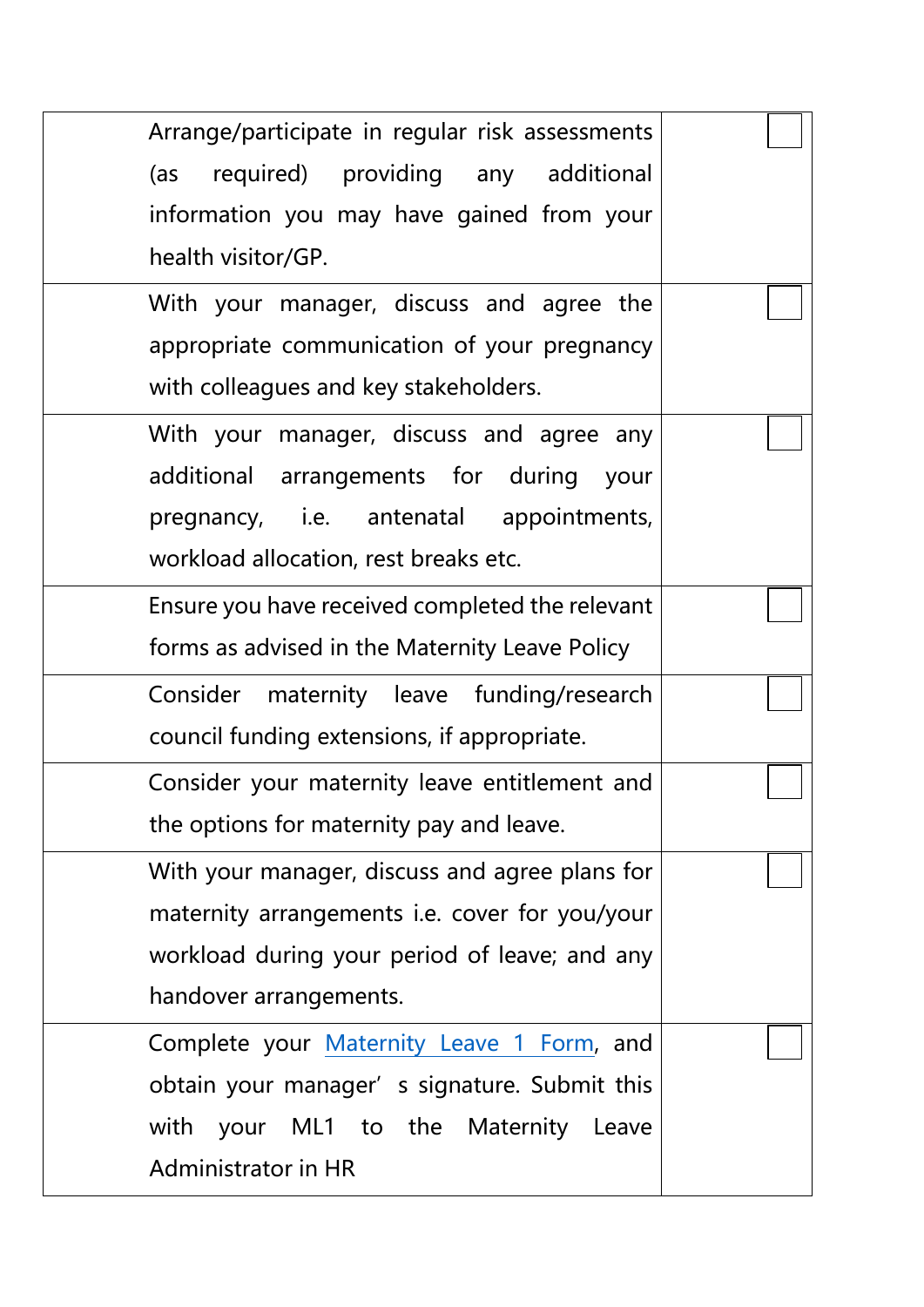| | |
|---|---|
| Arrange/participate in regular risk assessments (as required) providing any additional information you may have gained from your health visitor/GP. | ☐ |
| With your manager, discuss and agree the appropriate communication of your pregnancy with colleagues and key stakeholders. | ☐ |
| With your manager, discuss and agree any additional arrangements for during your pregnancy, i.e. antenatal appointments, workload allocation, rest breaks etc. | ☐ |
| Ensure you have received completed the relevant forms as advised in the Maternity Leave Policy | ☐ |
| Consider maternity leave funding/research council funding extensions, if appropriate. | ☐ |
| Consider your maternity leave entitlement and the options for maternity pay and leave. | ☐ |
| With your manager, discuss and agree plans for maternity arrangements i.e. cover for you/your workload during your period of leave; and any handover arrangements. | ☐ |
| Complete your Maternity Leave 1 Form, and obtain your manager's signature. Submit this with your ML1 to the Maternity Leave Administrator in HR | ☐ |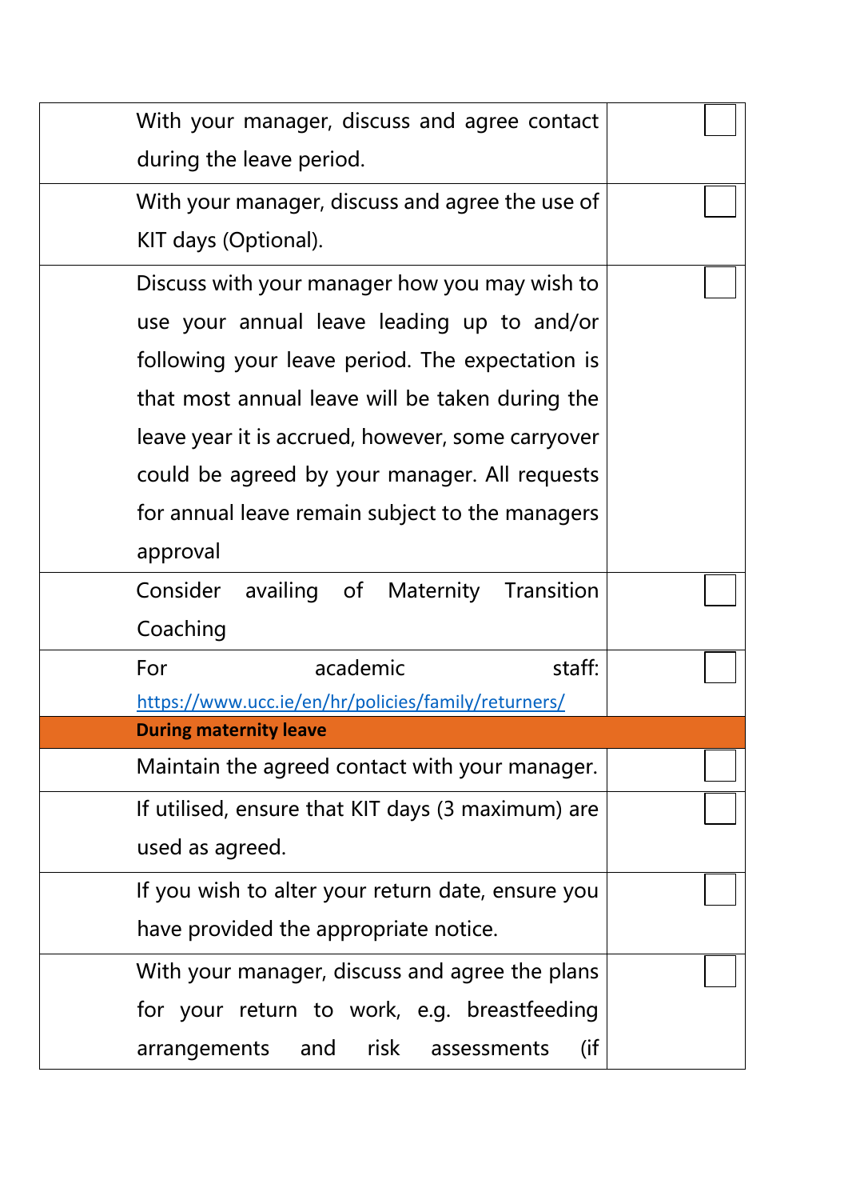| | | |
|---|---|---|
| | With your manager, discuss and agree contact during the leave period. | ☐ |
| | With your manager, discuss and agree the use of KIT days (Optional). | ☐ |
| | Discuss with your manager how you may wish to use your annual leave leading up to and/or following your leave period. The expectation is that most annual leave will be taken during the leave year it is accrued, however, some carryover could be agreed by your manager. All requests for annual leave remain subject to the managers approval | ☐ |
| | Consider availing of Maternity Transition Coaching | ☐ |
| | For academic staff: https://www.ucc.ie/en/hr/policies/family/returners/ | ☐ |
| **During maternity leave** | | |
| | Maintain the agreed contact with your manager. | ☐ |
| | If utilised, ensure that KIT days (3 maximum) are used as agreed. | ☐ |
| | If you wish to alter your return date, ensure you have provided the appropriate notice. | ☐ |
| | With your manager, discuss and agree the plans for your return to work, e.g. breastfeeding arrangements and risk assessments (if | ☐ |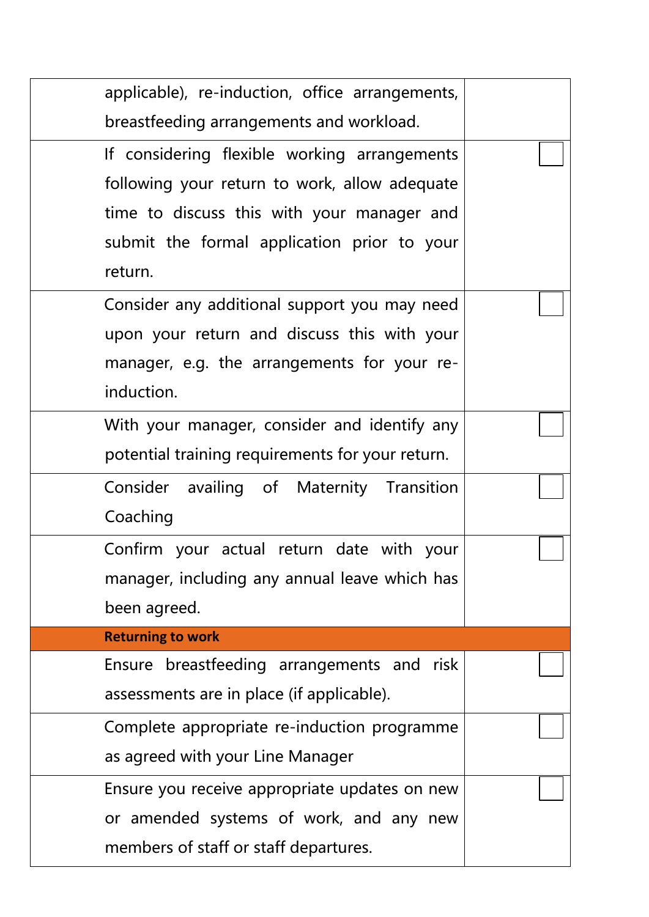| | |
|---|---|
| applicable), re-induction, office arrangements, breastfeeding arrangements and workload. | |
| If considering flexible working arrangements following your return to work, allow adequate time to discuss this with your manager and submit the formal application prior to your return. | ☐ |
| Consider any additional support you may need upon your return and discuss this with your manager, e.g. the arrangements for your re-induction. | ☐ |
| With your manager, consider and identify any potential training requirements for your return. | ☐ |
| Consider availing of Maternity Transition Coaching | ☐ |
| Confirm your actual return date with your manager, including any annual leave which has been agreed. | ☐ |
| **Returning to work** | |
| Ensure breastfeeding arrangements and risk assessments are in place (if applicable). | ☐ |
| Complete appropriate re-induction programme as agreed with your Line Manager | ☐ |
| Ensure you receive appropriate updates on new or amended systems of work, and any new members of staff or staff departures. | ☐ |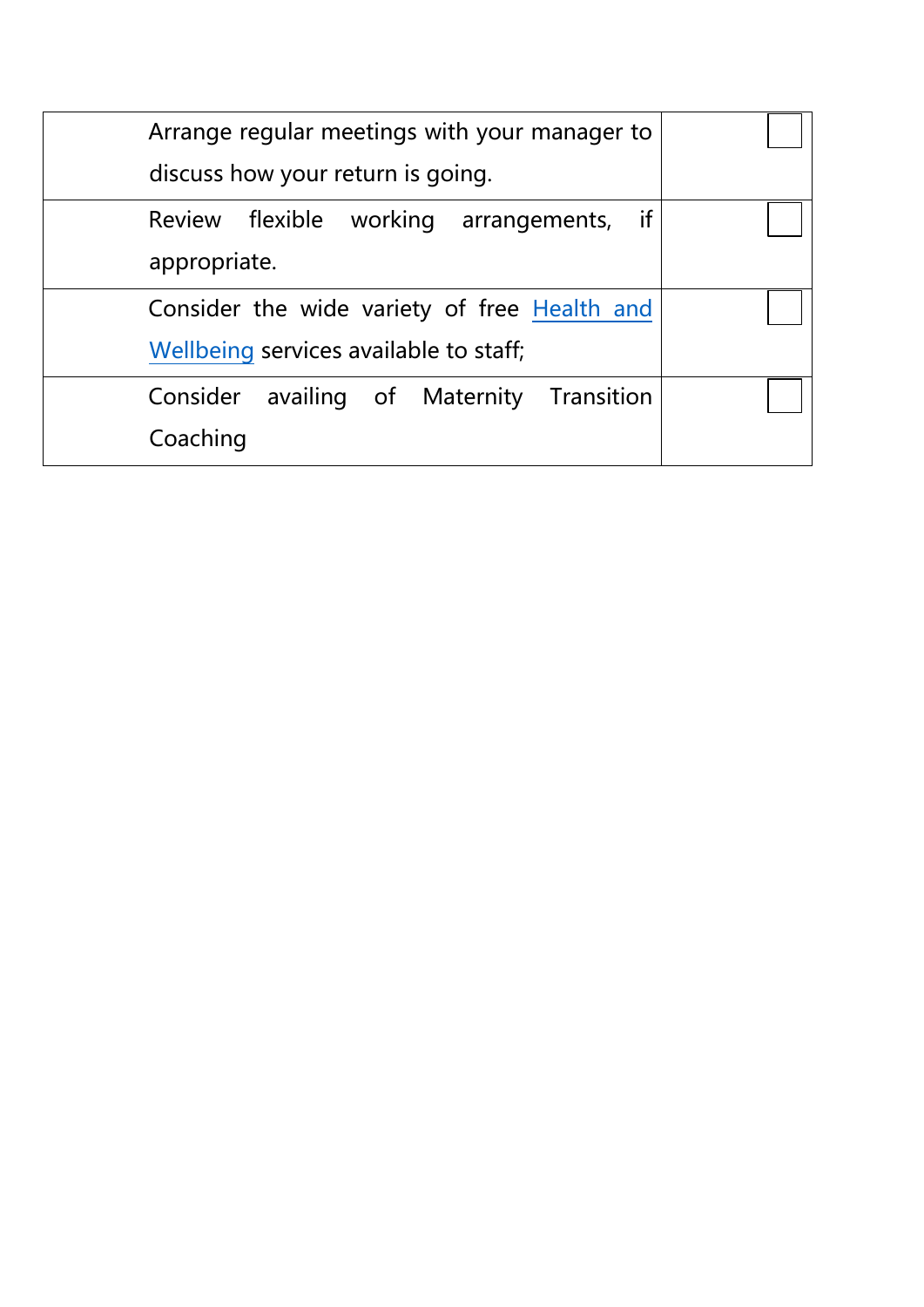| | |
|---|---|
| Arrange regular meetings with your manager to discuss how your return is going. | ☐ |
| Review flexible working arrangements, if appropriate. | ☐ |
| Consider the wide variety of free Health and Wellbeing services available to staff; | ☐ |
| Consider availing of Maternity Transition Coaching | ☐ |